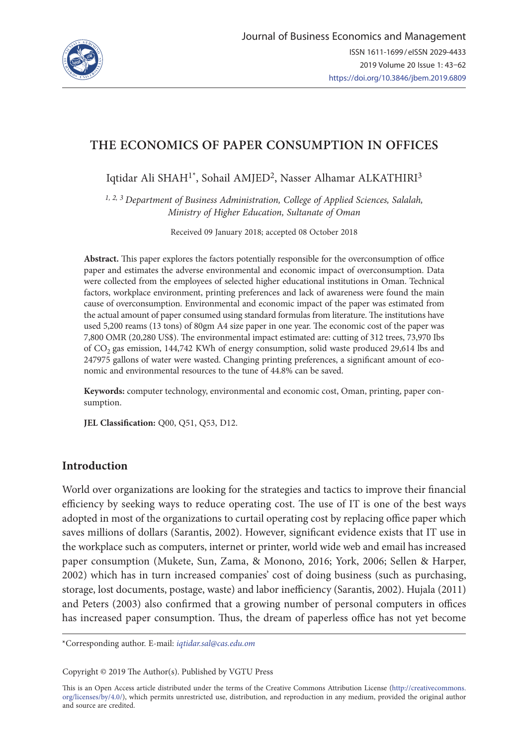# THE ECONOMICS OF PAPER CONSUMPTION IN OFFICES

Iqtidar Ali SHAH[1*], Sohail AMJED[2], Nasser Alhamar ALKATHIRI[3]

[1, 2, 3] *Department of Business Administration, College of Applied Sciences, Salalah, Ministry of Higher Education, Sultanate of Oman*

Received 09 January 2018; accepted 08 October 2018

**Abstract.** This paper explores the factors potentially responsible for the overconsumption of office paper and estimates the adverse environmental and economic impact of overconsumption. Data were collected from the employees of selected higher educational institutions in Oman. Technical factors, workplace environment, printing preferences and lack of awareness were found the main cause of overconsumption. Environmental and economic impact of the paper was estimated from the actual amount of paper consumed using standard formulas from literature. The institutions have used 5,200 reams (13 tons) of 80gm A4 size paper in one year. The economic cost of the paper was 7,800 OMR (20,280 US$). The environmental impact estimated are: cutting of 312 trees, 73,970 Ibs of $CO_2$ gas emission, 144,742 KWh of energy consumption, solid waste produced 29,614 lbs and 247975 gallons of water were wasted. Changing printing preferences, a significant amount of economic and environmental resources to the tune of 44.8% can be saved.

**Keywords:** computer technology, environmental and economic cost, Oman, printing, paper consumption.

**JEL Classification:** Q00, Q51, Q53, D12.

## Introduction

World over organizations are looking for the strategies and tactics to improve their financial efficiency by seeking ways to reduce operating cost. The use of IT is one of the best ways adopted in most of the organizations to curtail operating cost by replacing office paper which saves millions of dollars (Sarantis, 2002). However, significant evidence exists that IT use in the workplace such as computers, internet or printer, world wide web and email has increased paper consumption (Mukete, Sun, Zama, & Monono, 2016; York, 2006; Sellen & Harper, 2002) which has in turn increased companies' cost of doing business (such as purchasing, storage, lost documents, postage, waste) and labor inefficiency (Sarantis, 2002). Hujala (2011) and Peters (2003) also confirmed that a growing number of personal computers in offices has increased paper consumption. Thus, the dream of paperless office has not yet become

*Corresponding author. E-mail: *iqtidar.sal@cas.edu.om*

Copyright © 2019 The Author(s). Published by VGTU Press

This is an Open Access article distributed under the terms of the Creative Commons Attribution License (http://creativecommons.org/licenses/by/4.0/), which permits unrestricted use, distribution, and reproduction in any medium, provided the original author and source are credited.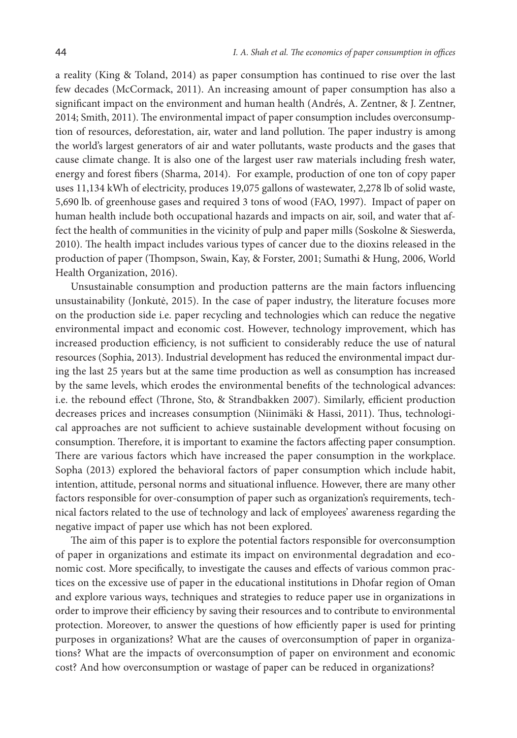a reality (King & Toland, 2014) as paper consumption has continued to rise over the last few decades (McCormack, 2011). An increasing amount of paper consumption has also a significant impact on the environment and human health (Andrés, A. Zentner, & J. Zentner, 2014; Smith, 2011). The environmental impact of paper consumption includes overconsumption of resources, deforestation, air, water and land pollution. The paper industry is among the world's largest generators of air and water pollutants, waste products and the gases that cause climate change. It is also one of the largest user raw materials including fresh water, energy and forest fibers (Sharma, 2014). For example, production of one ton of copy paper uses 11,134 kWh of electricity, produces 19,075 gallons of wastewater, 2,278 lb of solid waste, 5,690 lb. of greenhouse gases and required 3 tons of wood (FAO, 1997). Impact of paper on human health include both occupational hazards and impacts on air, soil, and water that affect the health of communities in the vicinity of pulp and paper mills (Soskolne & Sieswerda, 2010). The health impact includes various types of cancer due to the dioxins released in the production of paper (Thompson, Swain, Kay, & Forster, 2001; Sumathi & Hung, 2006, World Health Organization, 2016).

Unsustainable consumption and production patterns are the main factors influencing unsustainability (Jonkutė, 2015). In the case of paper industry, the literature focuses more on the production side i.e. paper recycling and technologies which can reduce the negative environmental impact and economic cost. However, technology improvement, which has increased production efficiency, is not sufficient to considerably reduce the use of natural resources (Sophia, 2013). Industrial development has reduced the environmental impact during the last 25 years but at the same time production as well as consumption has increased by the same levels, which erodes the environmental benefits of the technological advances: i.e. the rebound effect (Throne, Sto, & Strandbakken 2007). Similarly, efficient production decreases prices and increases consumption (Niinimäki & Hassi, 2011). Thus, technological approaches are not sufficient to achieve sustainable development without focusing on consumption. Therefore, it is important to examine the factors affecting paper consumption. There are various factors which have increased the paper consumption in the workplace. Sopha (2013) explored the behavioral factors of paper consumption which include habit, intention, attitude, personal norms and situational influence. However, there are many other factors responsible for over-consumption of paper such as organization's requirements, technical factors related to the use of technology and lack of employees' awareness regarding the negative impact of paper use which has not been explored.

The aim of this paper is to explore the potential factors responsible for overconsumption of paper in organizations and estimate its impact on environmental degradation and economic cost. More specifically, to investigate the causes and effects of various common practices on the excessive use of paper in the educational institutions in Dhofar region of Oman and explore various ways, techniques and strategies to reduce paper use in organizations in order to improve their efficiency by saving their resources and to contribute to environmental protection. Moreover, to answer the questions of how efficiently paper is used for printing purposes in organizations? What are the causes of overconsumption of paper in organizations? What are the impacts of overconsumption of paper on environment and economic cost? And how overconsumption or wastage of paper can be reduced in organizations?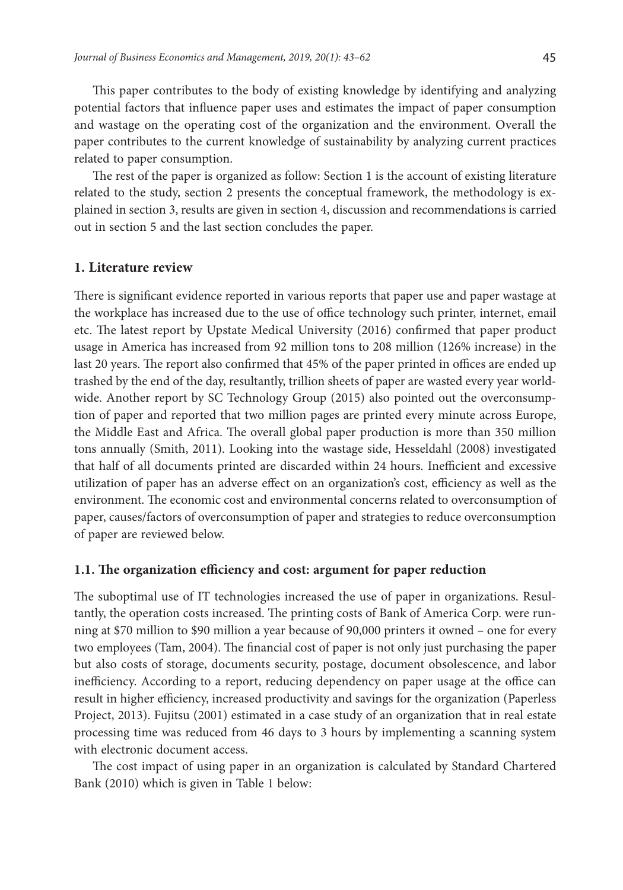This paper contributes to the body of existing knowledge by identifying and analyzing potential factors that influence paper uses and estimates the impact of paper consumption and wastage on the operating cost of the organization and the environment. Overall the paper contributes to the current knowledge of sustainability by analyzing current practices related to paper consumption.

The rest of the paper is organized as follow: Section 1 is the account of existing literature related to the study, section 2 presents the conceptual framework, the methodology is explained in section 3, results are given in section 4, discussion and recommendations is carried out in section 5 and the last section concludes the paper.

## 1. Literature review

There is significant evidence reported in various reports that paper use and paper wastage at the workplace has increased due to the use of office technology such printer, internet, email etc. The latest report by Upstate Medical University (2016) confirmed that paper product usage in America has increased from 92 million tons to 208 million (126% increase) in the last 20 years. The report also confirmed that 45% of the paper printed in offices are ended up trashed by the end of the day, resultantly, trillion sheets of paper are wasted every year worldwide. Another report by SC Technology Group (2015) also pointed out the overconsumption of paper and reported that two million pages are printed every minute across Europe, the Middle East and Africa. The overall global paper production is more than 350 million tons annually (Smith, 2011). Looking into the wastage side, Hesseldahl (2008) investigated that half of all documents printed are discarded within 24 hours. Inefficient and excessive utilization of paper has an adverse effect on an organization's cost, efficiency as well as the environment. The economic cost and environmental concerns related to overconsumption of paper, causes/factors of overconsumption of paper and strategies to reduce overconsumption of paper are reviewed below.

### 1.1. The organization efficiency and cost: argument for paper reduction

The suboptimal use of IT technologies increased the use of paper in organizations. Resultantly, the operation costs increased. The printing costs of Bank of America Corp. were running at \$70 million to \$90 million a year because of 90,000 printers it owned – one for every two employees (Tam, 2004). The financial cost of paper is not only just purchasing the paper but also costs of storage, documents security, postage, document obsolescence, and labor inefficiency. According to a report, reducing dependency on paper usage at the office can result in higher efficiency, increased productivity and savings for the organization (Paperless Project, 2013). Fujitsu (2001) estimated in a case study of an organization that in real estate processing time was reduced from 46 days to 3 hours by implementing a scanning system with electronic document access.

The cost impact of using paper in an organization is calculated by Standard Chartered Bank (2010) which is given in Table 1 below: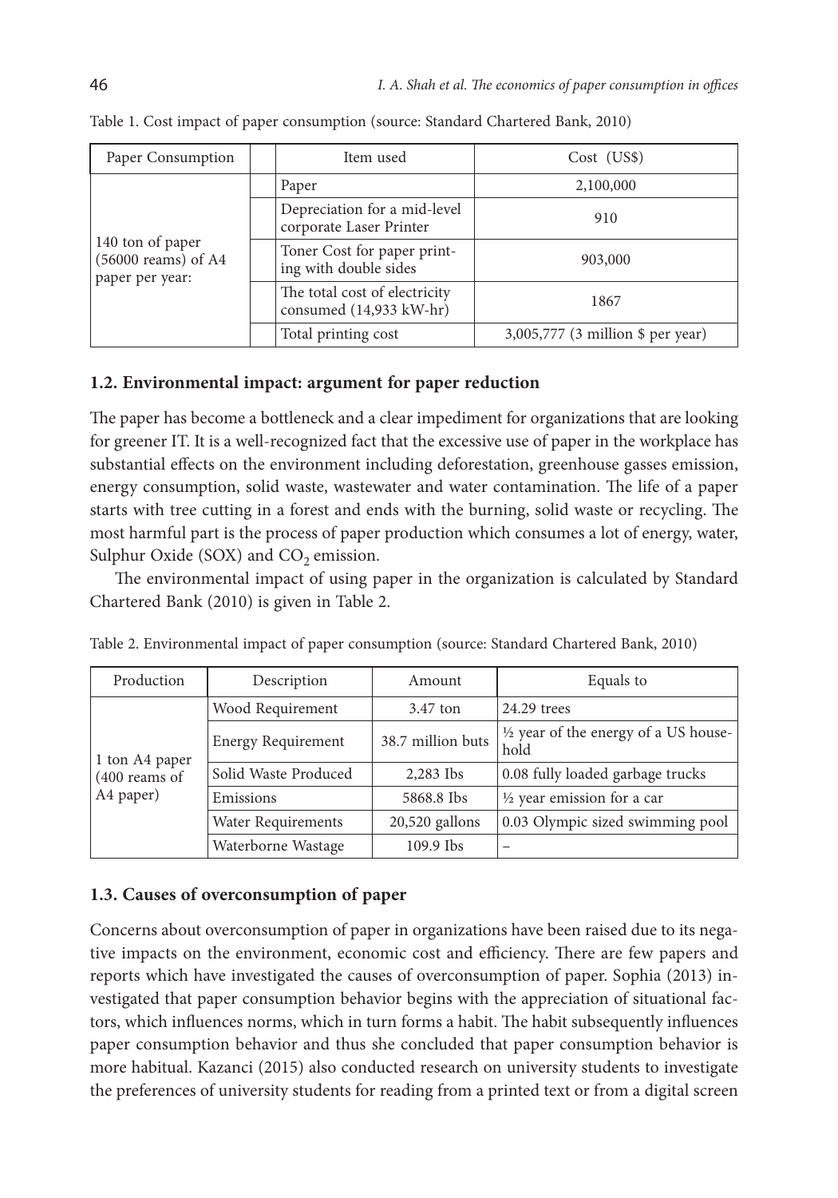Table 1. Cost impact of paper consumption (source: Standard Chartered Bank, 2010)

| Paper Consumption | | Item used | Cost (US$) |
|---|---|---|---|
| 140 ton of paper (56000 reams) of A4 paper per year: | | Paper | 2,100,000 |
| | | Depreciation for a mid-level corporate Laser Printer | 910 |
| | | Toner Cost for paper printing with double sides | 903,000 |
| | | The total cost of electricity consumed (14,933 kW-hr) | 1867 |
| | | Total printing cost | 3,005,777 (3 million $ per year) |

### 1.2. Environmental impact: argument for paper reduction

The paper has become a bottleneck and a clear impediment for organizations that are looking for greener IT. It is a well-recognized fact that the excessive use of paper in the workplace has substantial effects on the environment including deforestation, greenhouse gasses emission, energy consumption, solid waste, wastewater and water contamination. The life of a paper starts with tree cutting in a forest and ends with the burning, solid waste or recycling. The most harmful part is the process of paper production which consumes a lot of energy, water, Sulphur Oxide (SOX) and $CO_2$ emission.

The environmental impact of using paper in the organization is calculated by Standard Chartered Bank (2010) is given in Table 2.

Table 2. Environmental impact of paper consumption (source: Standard Chartered Bank, 2010)

| Production | Description | Amount | Equals to |
|---|---|---|---|
| 1 ton A4 paper (400 reams of A4 paper) | Wood Requirement | 3.47 ton | 24.29 trees |
| | Energy Requirement | 38.7 million buts | ½ year of the energy of a US household |
| | Solid Waste Produced | 2,283 Ibs | 0.08 fully loaded garbage trucks |
| | Emissions | 5868.8 Ibs | ½ year emission for a car |
| | Water Requirements | 20,520 gallons | 0.03 Olympic sized swimming pool |
| | Waterborne Wastage | 109.9 Ibs | – |

### 1.3. Causes of overconsumption of paper

Concerns about overconsumption of paper in organizations have been raised due to its negative impacts on the environment, economic cost and efficiency. There are few papers and reports which have investigated the causes of overconsumption of paper. Sophia (2013) investigated that paper consumption behavior begins with the appreciation of situational factors, which influences norms, which in turn forms a habit. The habit subsequently influences paper consumption behavior and thus she concluded that paper consumption behavior is more habitual. Kazanci (2015) also conducted research on university students to investigate the preferences of university students for reading from a printed text or from a digital screen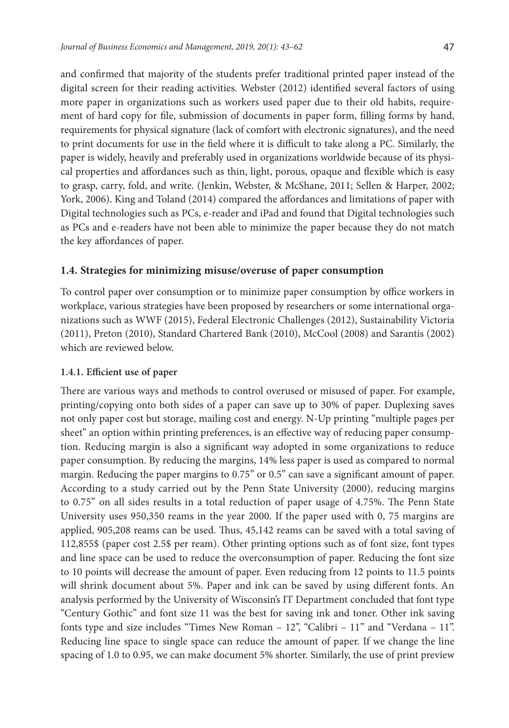and confirmed that majority of the students prefer traditional printed paper instead of the digital screen for their reading activities. Webster (2012) identified several factors of using more paper in organizations such as workers used paper due to their old habits, requirement of hard copy for file, submission of documents in paper form, filling forms by hand, requirements for physical signature (lack of comfort with electronic signatures), and the need to print documents for use in the field where it is difficult to take along a PC. Similarly, the paper is widely, heavily and preferably used in organizations worldwide because of its physical properties and affordances such as thin, light, porous, opaque and flexible which is easy to grasp, carry, fold, and write. (Jenkin, Webster, & McShane, 2011; Sellen & Harper, 2002; York, 2006). King and Toland (2014) compared the affordances and limitations of paper with Digital technologies such as PCs, e-reader and iPad and found that Digital technologies such as PCs and e-readers have not been able to minimize the paper because they do not match the key affordances of paper.

### 1.4. Strategies for minimizing misuse/overuse of paper consumption

To control paper over consumption or to minimize paper consumption by office workers in workplace, various strategies have been proposed by researchers or some international organizations such as WWF (2015), Federal Electronic Challenges (2012), Sustainability Victoria (2011), Preton (2010), Standard Chartered Bank (2010), McCool (2008) and Sarantis (2002) which are reviewed below.

#### 1.4.1. Efficient use of paper

There are various ways and methods to control overused or misused of paper. For example, printing/copying onto both sides of a paper can save up to 30% of paper. Duplexing saves not only paper cost but storage, mailing cost and energy. N-Up printing "multiple pages per sheet" an option within printing preferences, is an effective way of reducing paper consumption. Reducing margin is also a significant way adopted in some organizations to reduce paper consumption. By reducing the margins, 14% less paper is used as compared to normal margin. Reducing the paper margins to 0.75" or 0.5" can save a significant amount of paper. According to a study carried out by the Penn State University (2000), reducing margins to 0.75" on all sides results in a total reduction of paper usage of 4.75%. The Penn State University uses 950,350 reams in the year 2000. If the paper used with 0, 75 margins are applied, 905,208 reams can be used. Thus, 45,142 reams can be saved with a total saving of 112,855$ (paper cost 2.5$ per ream). Other printing options such as of font size, font types and line space can be used to reduce the overconsumption of paper. Reducing the font size to 10 points will decrease the amount of paper. Even reducing from 12 points to 11.5 points will shrink document about 5%. Paper and ink can be saved by using different fonts. An analysis performed by the University of Wisconsin's IT Department concluded that font type "Century Gothic" and font size 11 was the best for saving ink and toner. Other ink saving fonts type and size includes "Times New Roman – 12", "Calibri – 11" and "Verdana – 11". Reducing line space to single space can reduce the amount of paper. If we change the line spacing of 1.0 to 0.95, we can make document 5% shorter. Similarly, the use of print preview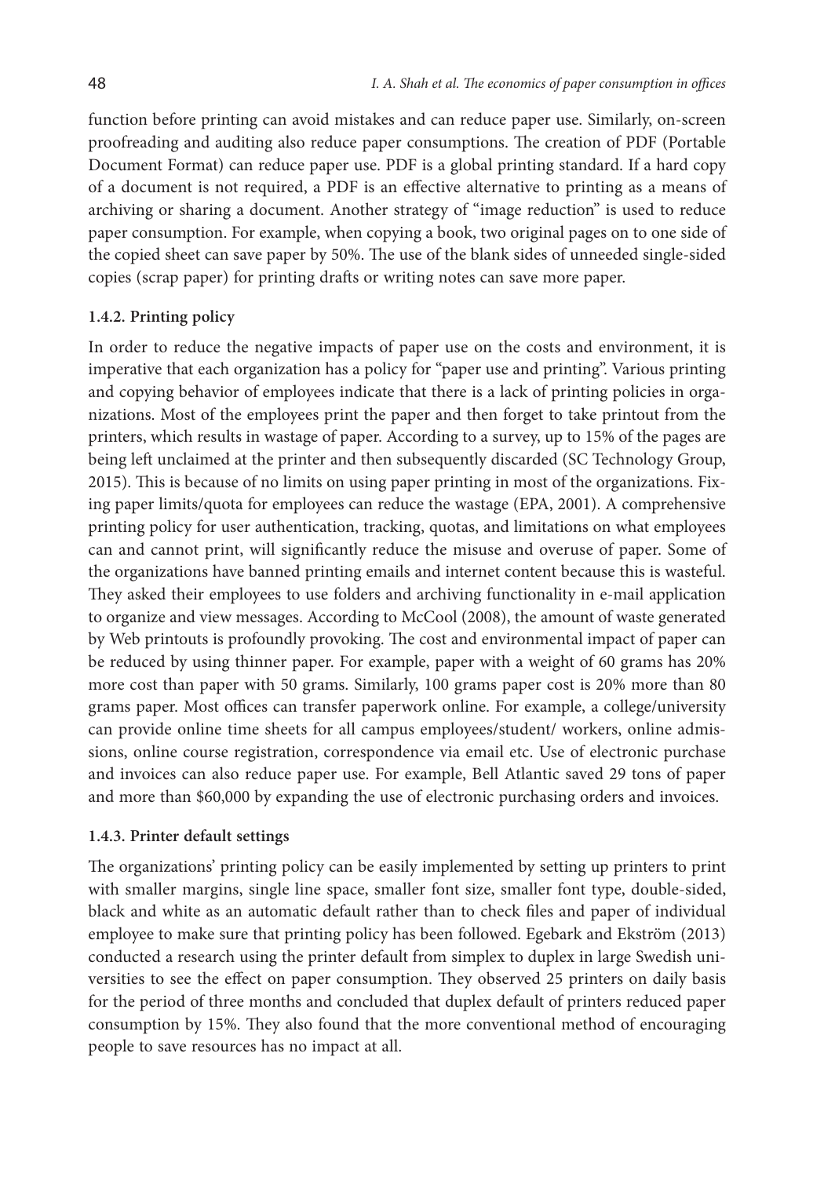function before printing can avoid mistakes and can reduce paper use. Similarly, on-screen proofreading and auditing also reduce paper consumptions. The creation of PDF (Portable Document Format) can reduce paper use. PDF is a global printing standard. If a hard copy of a document is not required, a PDF is an effective alternative to printing as a means of archiving or sharing a document. Another strategy of "image reduction" is used to reduce paper consumption. For example, when copying a book, two original pages on to one side of the copied sheet can save paper by 50%. The use of the blank sides of unneeded single-sided copies (scrap paper) for printing drafts or writing notes can save more paper.

### 1.4.2. Printing policy

In order to reduce the negative impacts of paper use on the costs and environment, it is imperative that each organization has a policy for "paper use and printing". Various printing and copying behavior of employees indicate that there is a lack of printing policies in organizations. Most of the employees print the paper and then forget to take printout from the printers, which results in wastage of paper. According to a survey, up to 15% of the pages are being left unclaimed at the printer and then subsequently discarded (SC Technology Group, 2015). This is because of no limits on using paper printing in most of the organizations. Fixing paper limits/quota for employees can reduce the wastage (EPA, 2001). A comprehensive printing policy for user authentication, tracking, quotas, and limitations on what employees can and cannot print, will significantly reduce the misuse and overuse of paper. Some of the organizations have banned printing emails and internet content because this is wasteful. They asked their employees to use folders and archiving functionality in e-mail application to organize and view messages. According to McCool (2008), the amount of waste generated by Web printouts is profoundly provoking. The cost and environmental impact of paper can be reduced by using thinner paper. For example, paper with a weight of 60 grams has 20% more cost than paper with 50 grams. Similarly, 100 grams paper cost is 20% more than 80 grams paper. Most offices can transfer paperwork online. For example, a college/university can provide online time sheets for all campus employees/student/ workers, online admissions, online course registration, correspondence via email etc. Use of electronic purchase and invoices can also reduce paper use. For example, Bell Atlantic saved 29 tons of paper and more than $60,000 by expanding the use of electronic purchasing orders and invoices.

### 1.4.3. Printer default settings

The organizations' printing policy can be easily implemented by setting up printers to print with smaller margins, single line space, smaller font size, smaller font type, double-sided, black and white as an automatic default rather than to check files and paper of individual employee to make sure that printing policy has been followed. Egebark and Ekström (2013) conducted a research using the printer default from simplex to duplex in large Swedish universities to see the effect on paper consumption. They observed 25 printers on daily basis for the period of three months and concluded that duplex default of printers reduced paper consumption by 15%. They also found that the more conventional method of encouraging people to save resources has no impact at all.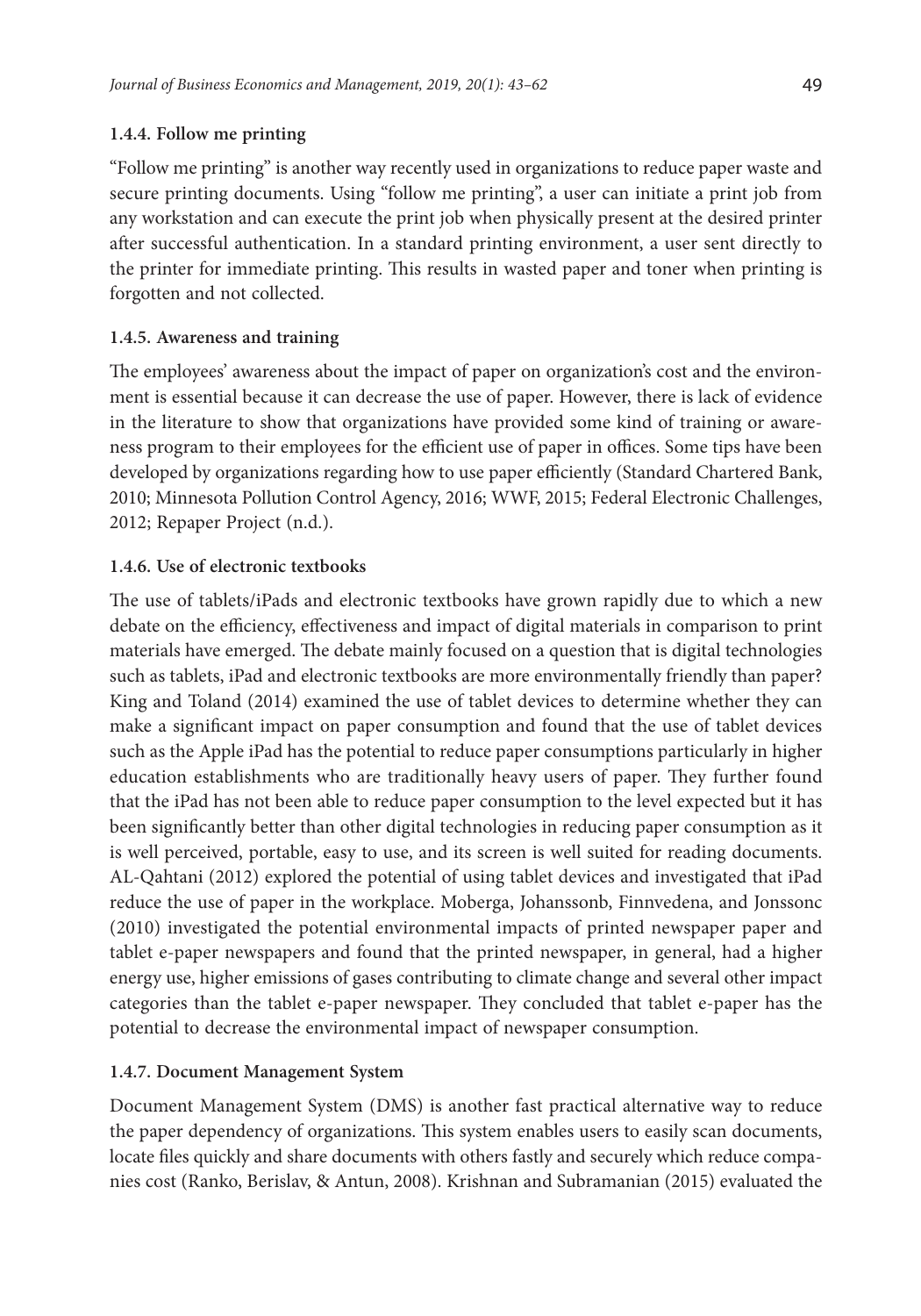### 1.4.4. Follow me printing

"Follow me printing" is another way recently used in organizations to reduce paper waste and secure printing documents. Using "follow me printing", a user can initiate a print job from any workstation and can execute the print job when physically present at the desired printer after successful authentication. In a standard printing environment, a user sent directly to the printer for immediate printing. This results in wasted paper and toner when printing is forgotten and not collected.

### 1.4.5. Awareness and training

The employees' awareness about the impact of paper on organization's cost and the environment is essential because it can decrease the use of paper. However, there is lack of evidence in the literature to show that organizations have provided some kind of training or awareness program to their employees for the efficient use of paper in offices. Some tips have been developed by organizations regarding how to use paper efficiently (Standard Chartered Bank, 2010; Minnesota Pollution Control Agency, 2016; WWF, 2015; Federal Electronic Challenges, 2012; Repaper Project (n.d.).

### 1.4.6. Use of electronic textbooks

The use of tablets/iPads and electronic textbooks have grown rapidly due to which a new debate on the efficiency, effectiveness and impact of digital materials in comparison to print materials have emerged. The debate mainly focused on a question that is digital technologies such as tablets, iPad and electronic textbooks are more environmentally friendly than paper? King and Toland (2014) examined the use of tablet devices to determine whether they can make a significant impact on paper consumption and found that the use of tablet devices such as the Apple iPad has the potential to reduce paper consumptions particularly in higher education establishments who are traditionally heavy users of paper. They further found that the iPad has not been able to reduce paper consumption to the level expected but it has been significantly better than other digital technologies in reducing paper consumption as it is well perceived, portable, easy to use, and its screen is well suited for reading documents. AL-Qahtani (2012) explored the potential of using tablet devices and investigated that iPad reduce the use of paper in the workplace. Moberga, Johanssonb, Finnvedena, and Jonssonc (2010) investigated the potential environmental impacts of printed newspaper paper and tablet e-paper newspapers and found that the printed newspaper, in general, had a higher energy use, higher emissions of gases contributing to climate change and several other impact categories than the tablet e-paper newspaper. They concluded that tablet e-paper has the potential to decrease the environmental impact of newspaper consumption.

### 1.4.7. Document Management System

Document Management System (DMS) is another fast practical alternative way to reduce the paper dependency of organizations. This system enables users to easily scan documents, locate files quickly and share documents with others fastly and securely which reduce companies cost (Ranko, Berislav, & Antun, 2008). Krishnan and Subramanian (2015) evaluated the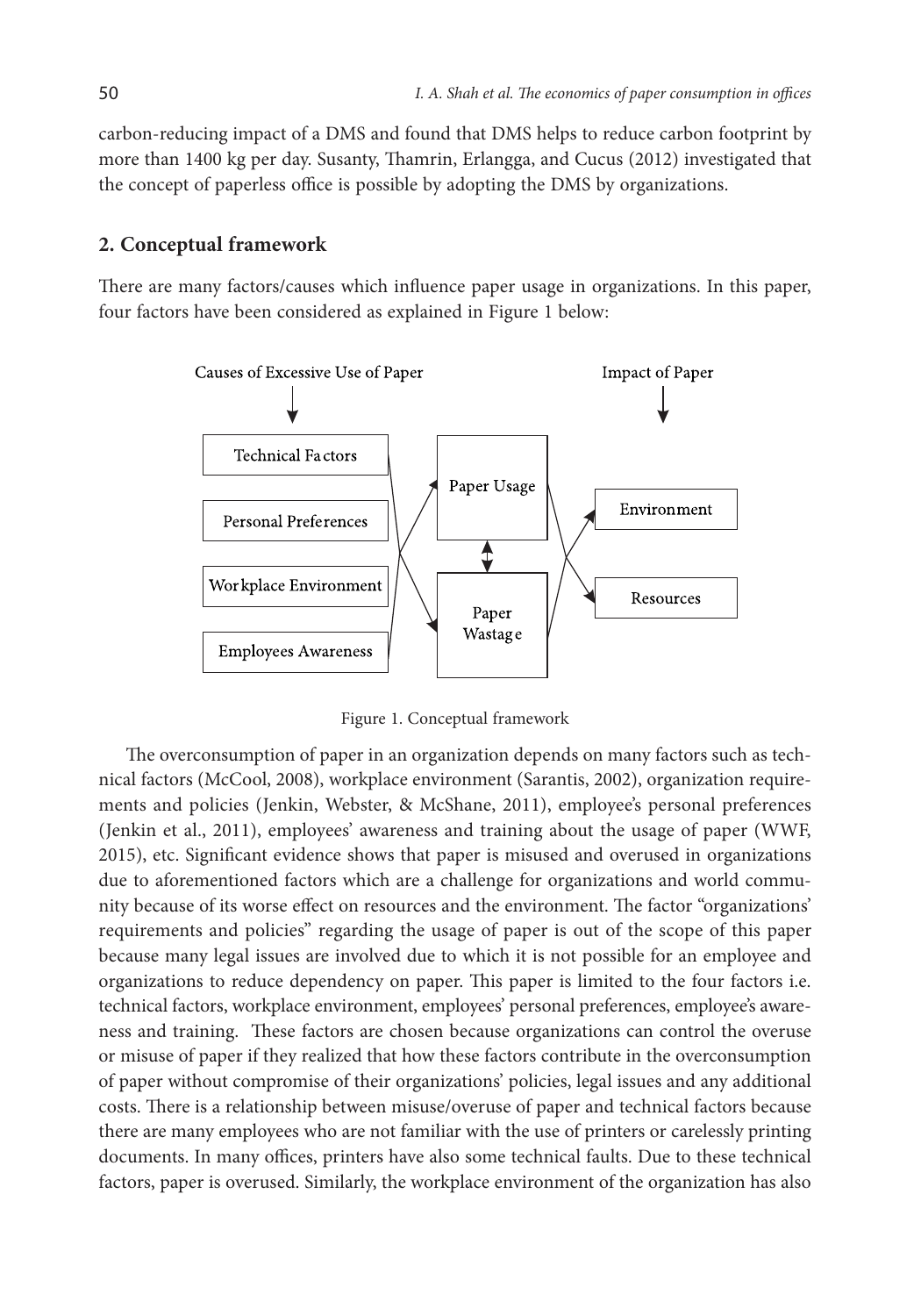carbon-reducing impact of a DMS and found that DMS helps to reduce carbon footprint by more than 1400 kg per day. Susanty, Thamrin, Erlangga, and Cucus (2012) investigated that the concept of paperless office is possible by adopting the DMS by organizations.

## 2. Conceptual framework

There are many factors/causes which influence paper usage in organizations. In this paper, four factors have been considered as explained in Figure 1 below:

Causes of Excessive Use of Paper

Technical Factors

Personal Preferences

Workplace Environment

Employees Awareness

Paper Usage

Paper Wastage

Impact of Paper

Environment

Resources

Figure 1. Conceptual framework

The overconsumption of paper in an organization depends on many factors such as technical factors (McCool, 2008), workplace environment (Sarantis, 2002), organization requirements and policies (Jenkin, Webster, & McShane, 2011), employee's personal preferences (Jenkin et al., 2011), employees' awareness and training about the usage of paper (WWF, 2015), etc. Significant evidence shows that paper is misused and overused in organizations due to aforementioned factors which are a challenge for organizations and world community because of its worse effect on resources and the environment. The factor "organizations' requirements and policies" regarding the usage of paper is out of the scope of this paper because many legal issues are involved due to which it is not possible for an employee and organizations to reduce dependency on paper. This paper is limited to the four factors i.e. technical factors, workplace environment, employees' personal preferences, employee's awareness and training. These factors are chosen because organizations can control the overuse or misuse of paper if they realized that how these factors contribute in the overconsumption of paper without compromise of their organizations' policies, legal issues and any additional costs. There is a relationship between misuse/overuse of paper and technical factors because there are many employees who are not familiar with the use of printers or carelessly printing documents. In many offices, printers have also some technical faults. Due to these technical factors, paper is overused. Similarly, the workplace environment of the organization has also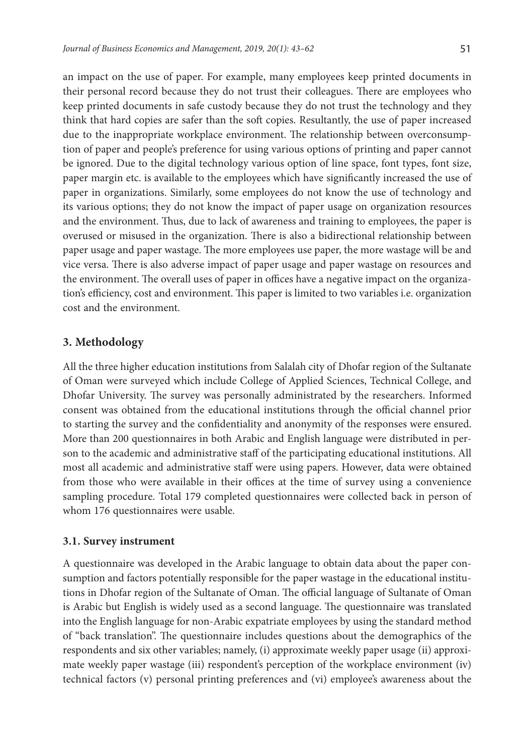an impact on the use of paper. For example, many employees keep printed documents in their personal record because they do not trust their colleagues. There are employees who keep printed documents in safe custody because they do not trust the technology and they think that hard copies are safer than the soft copies. Resultantly, the use of paper increased due to the inappropriate workplace environment. The relationship between overconsumption of paper and people's preference for using various options of printing and paper cannot be ignored. Due to the digital technology various option of line space, font types, font size, paper margin etc. is available to the employees which have significantly increased the use of paper in organizations. Similarly, some employees do not know the use of technology and its various options; they do not know the impact of paper usage on organization resources and the environment. Thus, due to lack of awareness and training to employees, the paper is overused or misused in the organization. There is also a bidirectional relationship between paper usage and paper wastage. The more employees use paper, the more wastage will be and vice versa. There is also adverse impact of paper usage and paper wastage on resources and the environment. The overall uses of paper in offices have a negative impact on the organization's efficiency, cost and environment. This paper is limited to two variables i.e. organization cost and the environment.

## 3. Methodology

All the three higher education institutions from Salalah city of Dhofar region of the Sultanate of Oman were surveyed which include College of Applied Sciences, Technical College, and Dhofar University. The survey was personally administrated by the researchers. Informed consent was obtained from the educational institutions through the official channel prior to starting the survey and the confidentiality and anonymity of the responses were ensured. More than 200 questionnaires in both Arabic and English language were distributed in person to the academic and administrative staff of the participating educational institutions. All most all academic and administrative staff were using papers. However, data were obtained from those who were available in their offices at the time of survey using a convenience sampling procedure. Total 179 completed questionnaires were collected back in person of whom 176 questionnaires were usable.

### 3.1. Survey instrument

A questionnaire was developed in the Arabic language to obtain data about the paper consumption and factors potentially responsible for the paper wastage in the educational institutions in Dhofar region of the Sultanate of Oman. The official language of Sultanate of Oman is Arabic but English is widely used as a second language. The questionnaire was translated into the English language for non-Arabic expatriate employees by using the standard method of "back translation". The questionnaire includes questions about the demographics of the respondents and six other variables; namely, (i) approximate weekly paper usage (ii) approximate weekly paper wastage (iii) respondent's perception of the workplace environment (iv) technical factors (v) personal printing preferences and (vi) employee's awareness about the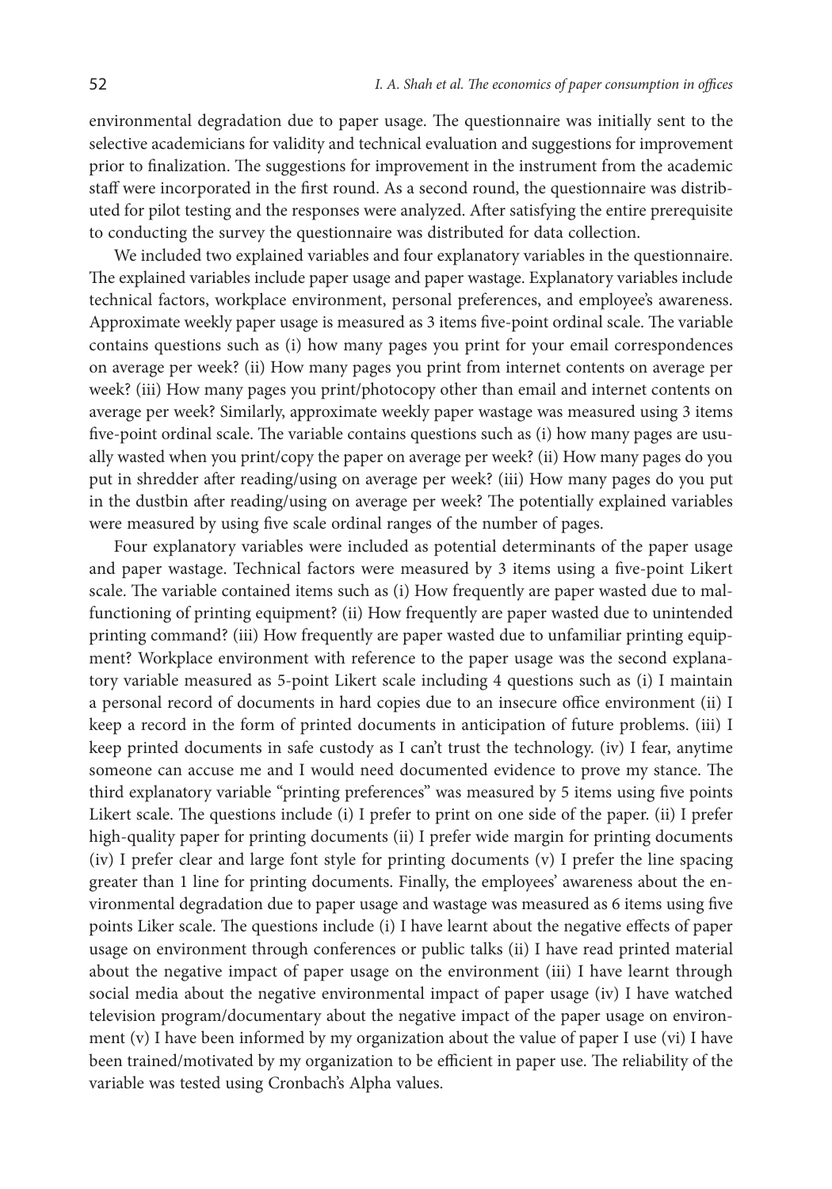environmental degradation due to paper usage. The questionnaire was initially sent to the selective academicians for validity and technical evaluation and suggestions for improvement prior to finalization. The suggestions for improvement in the instrument from the academic staff were incorporated in the first round. As a second round, the questionnaire was distributed for pilot testing and the responses were analyzed. After satisfying the entire prerequisite to conducting the survey the questionnaire was distributed for data collection.

We included two explained variables and four explanatory variables in the questionnaire. The explained variables include paper usage and paper wastage. Explanatory variables include technical factors, workplace environment, personal preferences, and employee's awareness. Approximate weekly paper usage is measured as 3 items five-point ordinal scale. The variable contains questions such as (i) how many pages you print for your email correspondences on average per week? (ii) How many pages you print from internet contents on average per week? (iii) How many pages you print/photocopy other than email and internet contents on average per week? Similarly, approximate weekly paper wastage was measured using 3 items five-point ordinal scale. The variable contains questions such as (i) how many pages are usually wasted when you print/copy the paper on average per week? (ii) How many pages do you put in shredder after reading/using on average per week? (iii) How many pages do you put in the dustbin after reading/using on average per week? The potentially explained variables were measured by using five scale ordinal ranges of the number of pages.

Four explanatory variables were included as potential determinants of the paper usage and paper wastage. Technical factors were measured by 3 items using a five-point Likert scale. The variable contained items such as (i) How frequently are paper wasted due to malfunctioning of printing equipment? (ii) How frequently are paper wasted due to unintended printing command? (iii) How frequently are paper wasted due to unfamiliar printing equipment? Workplace environment with reference to the paper usage was the second explanatory variable measured as 5-point Likert scale including 4 questions such as (i) I maintain a personal record of documents in hard copies due to an insecure office environment (ii) I keep a record in the form of printed documents in anticipation of future problems. (iii) I keep printed documents in safe custody as I can't trust the technology. (iv) I fear, anytime someone can accuse me and I would need documented evidence to prove my stance. The third explanatory variable "printing preferences" was measured by 5 items using five points Likert scale. The questions include (i) I prefer to print on one side of the paper. (ii) I prefer high-quality paper for printing documents (ii) I prefer wide margin for printing documents (iv) I prefer clear and large font style for printing documents (v) I prefer the line spacing greater than 1 line for printing documents. Finally, the employees' awareness about the environmental degradation due to paper usage and wastage was measured as 6 items using five points Liker scale. The questions include (i) I have learnt about the negative effects of paper usage on environment through conferences or public talks (ii) I have read printed material about the negative impact of paper usage on the environment (iii) I have learnt through social media about the negative environmental impact of paper usage (iv) I have watched television program/documentary about the negative impact of the paper usage on environment (v) I have been informed by my organization about the value of paper I use (vi) I have been trained/motivated by my organization to be efficient in paper use. The reliability of the variable was tested using Cronbach's Alpha values.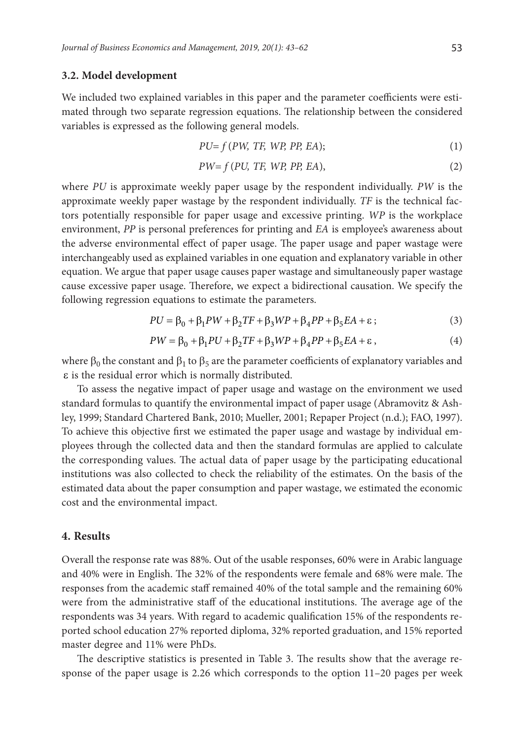### 3.2. Model development

We included two explained variables in this paper and the parameter coefficients were estimated through two separate regression equations. The relationship between the considered variables is expressed as the following general models.

$$PU = f\,(PW,\ TF,\ WP,\ PP,\ EA); \tag{1}$$

$$PW = f\,(PU,\ TF,\ WP,\ PP,\ EA), \tag{2}$$

where *PU* is approximate weekly paper usage by the respondent individually. *PW* is the approximate weekly paper wastage by the respondent individually. *TF* is the technical factors potentially responsible for paper usage and excessive printing. *WP* is the workplace environment, *PP* is personal preferences for printing and *EA* is employee's awareness about the adverse environmental effect of paper usage. The paper usage and paper wastage were interchangeably used as explained variables in one equation and explanatory variable in other equation. We argue that paper usage causes paper wastage and simultaneously paper wastage cause excessive paper usage. Therefore, we expect a bidirectional causation. We specify the following regression equations to estimate the parameters.

$$PU = \beta_0 + \beta_1 PW + \beta_2 TF + \beta_3 WP + \beta_4 PP + \beta_5 EA + \varepsilon\,; \tag{3}$$

$$PW = \beta_0 + \beta_1 PU + \beta_2 TF + \beta_3 WP + \beta_4 PP + \beta_5 EA + \varepsilon\,, \tag{4}$$

where $\beta_0$ the constant and $\beta_1$ to $\beta_5$ are the parameter coefficients of explanatory variables and $\varepsilon$ is the residual error which is normally distributed.

To assess the negative impact of paper usage and wastage on the environment we used standard formulas to quantify the environmental impact of paper usage (Abramovitz & Ashley, 1999; Standard Chartered Bank, 2010; Mueller, 2001; Repaper Project (n.d.); FAO, 1997). To achieve this objective first we estimated the paper usage and wastage by individual employees through the collected data and then the standard formulas are applied to calculate the corresponding values. The actual data of paper usage by the participating educational institutions was also collected to check the reliability of the estimates. On the basis of the estimated data about the paper consumption and paper wastage, we estimated the economic cost and the environmental impact.

## 4. Results

Overall the response rate was 88%. Out of the usable responses, 60% were in Arabic language and 40% were in English. The 32% of the respondents were female and 68% were male. The responses from the academic staff remained 40% of the total sample and the remaining 60% were from the administrative staff of the educational institutions. The average age of the respondents was 34 years. With regard to academic qualification 15% of the respondents reported school education 27% reported diploma, 32% reported graduation, and 15% reported master degree and 11% were PhDs.

The descriptive statistics is presented in Table 3. The results show that the average response of the paper usage is 2.26 which corresponds to the option 11–20 pages per week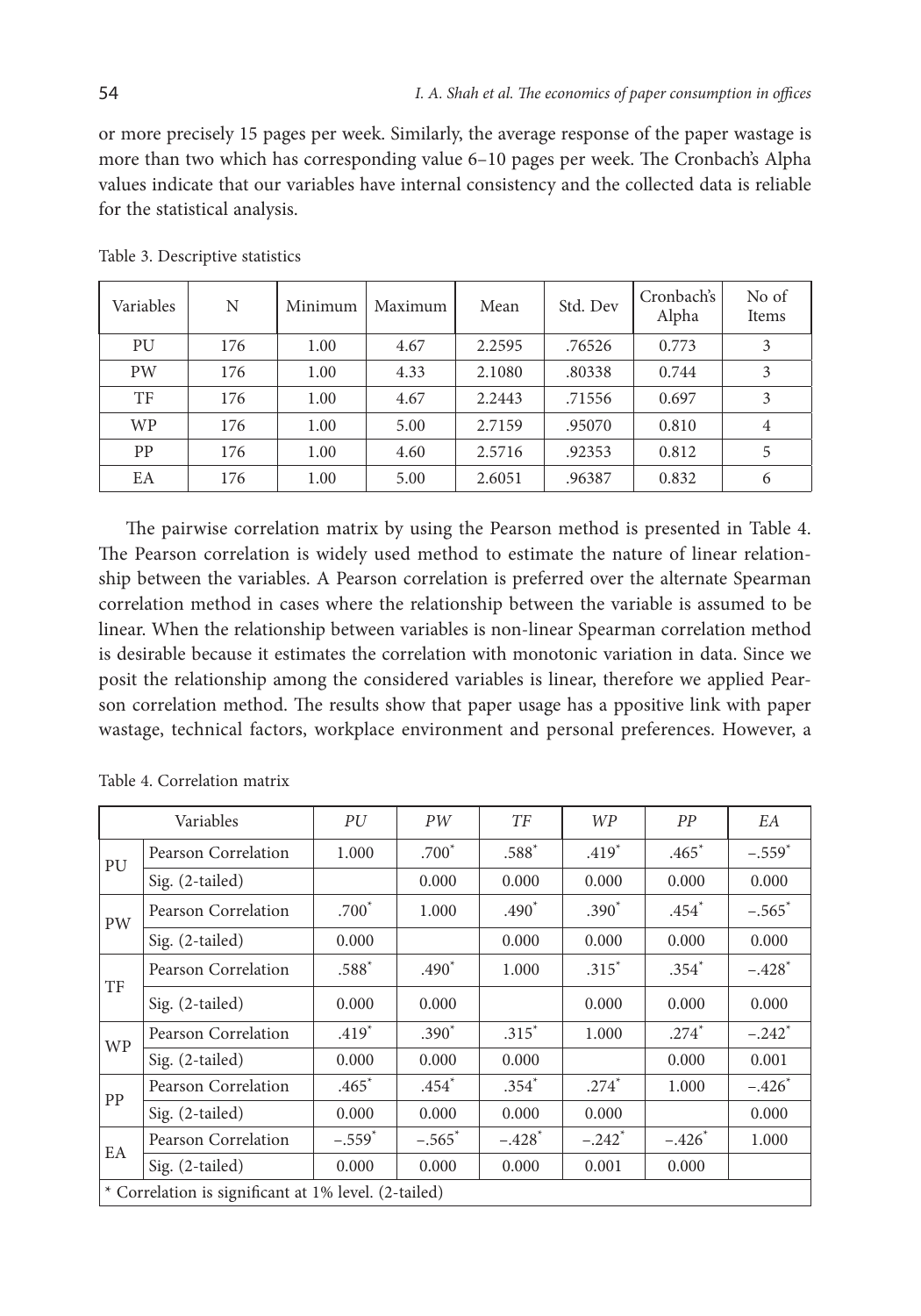or more precisely 15 pages per week. Similarly, the average response of the paper wastage is more than two which has corresponding value 6–10 pages per week. The Cronbach's Alpha values indicate that our variables have internal consistency and the collected data is reliable for the statistical analysis.

Table 3. Descriptive statistics

| Variables | N | Minimum | Maximum | Mean | Std. Dev | Cronbach's Alpha | No of Items |
|---|---|---|---|---|---|---|---|
| PU | 176 | 1.00 | 4.67 | 2.2595 | .76526 | 0.773 | 3 |
| PW | 176 | 1.00 | 4.33 | 2.1080 | .80338 | 0.744 | 3 |
| TF | 176 | 1.00 | 4.67 | 2.2443 | .71556 | 0.697 | 3 |
| WP | 176 | 1.00 | 5.00 | 2.7159 | .95070 | 0.810 | 4 |
| PP | 176 | 1.00 | 4.60 | 2.5716 | .92353 | 0.812 | 5 |
| EA | 176 | 1.00 | 5.00 | 2.6051 | .96387 | 0.832 | 6 |

The pairwise correlation matrix by using the Pearson method is presented in Table 4. The Pearson correlation is widely used method to estimate the nature of linear relationship between the variables. A Pearson correlation is preferred over the alternate Spearman correlation method in cases where the relationship between the variable is assumed to be linear. When the relationship between variables is non-linear Spearman correlation method is desirable because it estimates the correlation with monotonic variation in data. Since we posit the relationship among the considered variables is linear, therefore we applied Pearson correlation method. The results show that paper usage has a ppositive link with paper wastage, technical factors, workplace environment and personal preferences. However, a

Table 4. Correlation matrix

| Variables | | *PU* | *PW* | *TF* | *WP* | *PP* | *EA* |
|---|---|---|---|---|---|---|---|
| PU | Pearson Correlation | 1.000 | .700* | .588* | .419* | .465* | –.559* |
| | Sig. (2-tailed) | | 0.000 | 0.000 | 0.000 | 0.000 | 0.000 |
| PW | Pearson Correlation | .700* | 1.000 | .490* | .390* | .454* | –.565* |
| | Sig. (2-tailed) | 0.000 | | 0.000 | 0.000 | 0.000 | 0.000 |
| TF | Pearson Correlation | .588* | .490* | 1.000 | .315* | .354* | –.428* |
| | Sig. (2-tailed) | 0.000 | 0.000 | | 0.000 | 0.000 | 0.000 |
| WP | Pearson Correlation | .419* | .390* | .315* | 1.000 | .274* | –.242* |
| | Sig. (2-tailed) | 0.000 | 0.000 | 0.000 | | 0.000 | 0.001 |
| PP | Pearson Correlation | .465* | .454* | .354* | .274* | 1.000 | –.426* |
| | Sig. (2-tailed) | 0.000 | 0.000 | 0.000 | 0.000 | | 0.000 |
| EA | Pearson Correlation | –.559* | –.565* | –.428* | –.242* | –.426* | 1.000 |
| | Sig. (2-tailed) | 0.000 | 0.000 | 0.000 | 0.001 | 0.000 | |
| * Correlation is significant at 1% level. (2-tailed) | | | | | | | |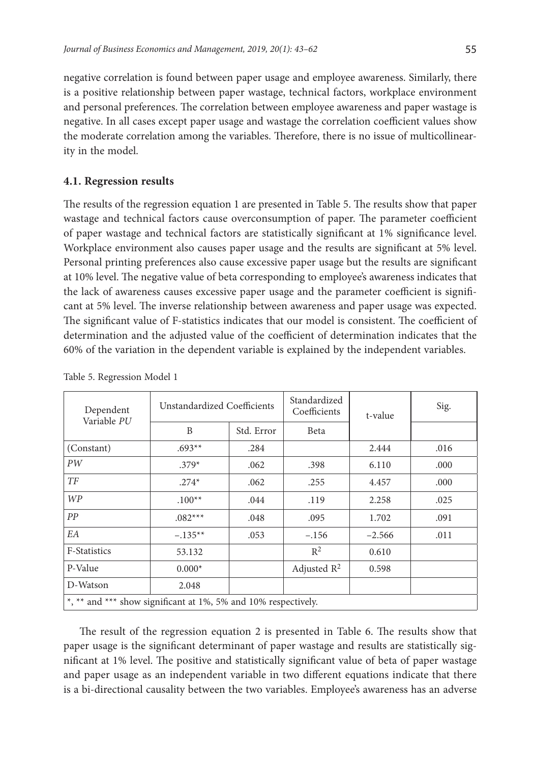negative correlation is found between paper usage and employee awareness. Similarly, there is a positive relationship between paper wastage, technical factors, workplace environment and personal preferences. The correlation between employee awareness and paper wastage is negative. In all cases except paper usage and wastage the correlation coefficient values show the moderate correlation among the variables. Therefore, there is no issue of multicollinearity in the model.

### 4.1. Regression results

The results of the regression equation 1 are presented in Table 5. The results show that paper wastage and technical factors cause overconsumption of paper. The parameter coefficient of paper wastage and technical factors are statistically significant at 1% significance level. Workplace environment also causes paper usage and the results are significant at 5% level. Personal printing preferences also cause excessive paper usage but the results are significant at 10% level. The negative value of beta corresponding to employee's awareness indicates that the lack of awareness causes excessive paper usage and the parameter coefficient is significant at 5% level. The inverse relationship between awareness and paper usage was expected. The significant value of F-statistics indicates that our model is consistent. The coefficient of determination and the adjusted value of the coefficient of determination indicates that the 60% of the variation in the dependent variable is explained by the independent variables.

Table 5. Regression Model 1

| Dependent Variable *PU* | Unstandardized Coefficients | | Standardized Coefficients | t-value | Sig. |
|---|---|---|---|---|---|
| | B | Std. Error | Beta | | |
| (Constant) | .693** | .284 | | 2.444 | .016 |
| *PW* | .379* | .062 | .398 | 6.110 | .000 |
| *TF* | .274* | .062 | .255 | 4.457 | .000 |
| *WP* | .100** | .044 | .119 | 2.258 | .025 |
| *PP* | .082*** | .048 | .095 | 1.702 | .091 |
| *EA* | –.135** | .053 | –.156 | –2.566 | .011 |
| F-Statistics | 53.132 | | $R^2$ | 0.610 | |
| P-Value | 0.000* | | Adjusted $R^2$ | 0.598 | |
| D-Watson | 2.048 | | | | |
| *, ** and *** show significant at 1%, 5% and 10% respectively. | | | | | |

The result of the regression equation 2 is presented in Table 6. The results show that paper usage is the significant determinant of paper wastage and results are statistically significant at 1% level. The positive and statistically significant value of beta of paper wastage and paper usage as an independent variable in two different equations indicate that there is a bi-directional causality between the two variables. Employee's awareness has an adverse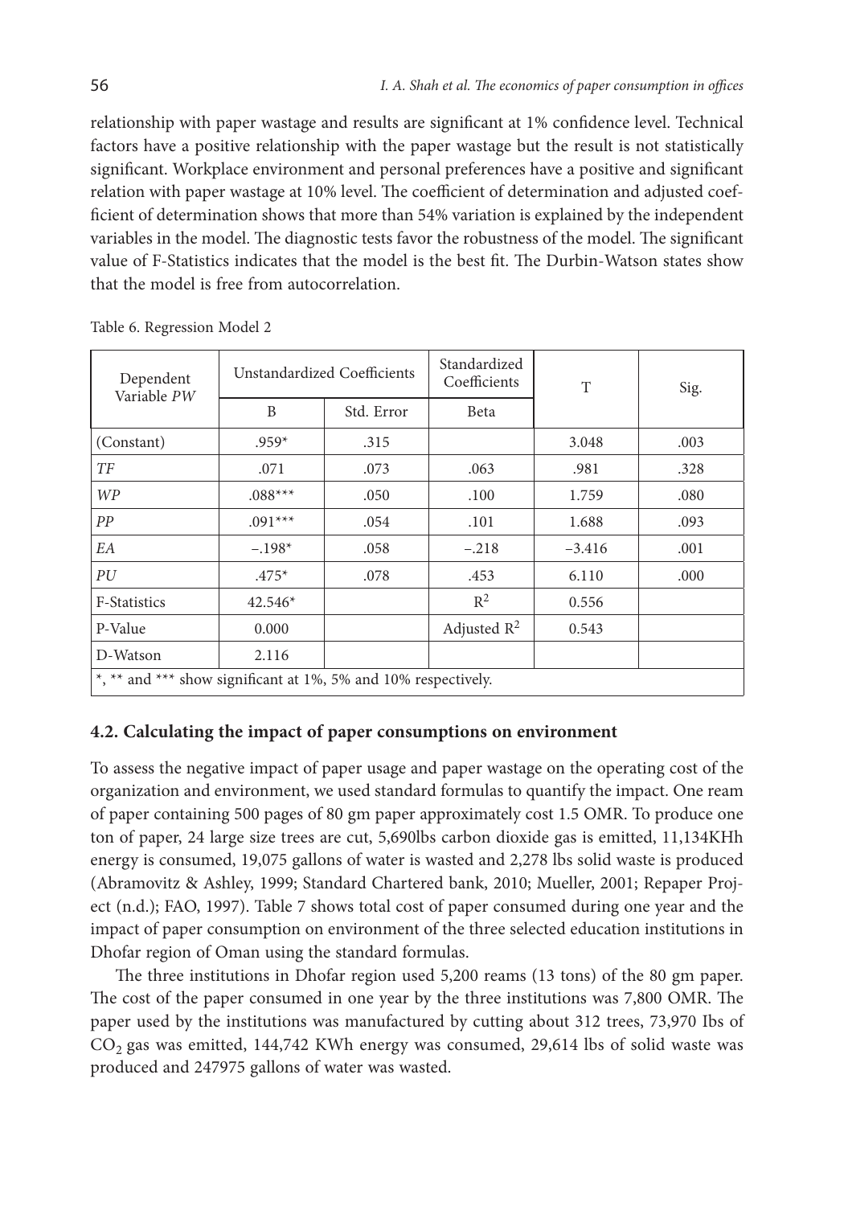relationship with paper wastage and results are significant at 1% confidence level. Technical factors have a positive relationship with the paper wastage but the result is not statistically significant. Workplace environment and personal preferences have a positive and significant relation with paper wastage at 10% level. The coefficient of determination and adjusted coefficient of determination shows that more than 54% variation is explained by the independent variables in the model. The diagnostic tests favor the robustness of the model. The significant value of F-Statistics indicates that the model is the best fit. The Durbin-Watson states show that the model is free from autocorrelation.

Table 6. Regression Model 2

| Dependent Variable *PW* | Unstandardized Coefficients | | Standardized Coefficients | T | Sig. |
|---|---|---|---|---|---|
| | B | Std. Error | Beta | | |
| (Constant) | .959* | .315 | | 3.048 | .003 |
| *TF* | .071 | .073 | .063 | .981 | .328 |
| *WP* | .088*** | .050 | .100 | 1.759 | .080 |
| *PP* | .091*** | .054 | .101 | 1.688 | .093 |
| *EA* | –.198* | .058 | –.218 | –3.416 | .001 |
| *PU* | .475* | .078 | .453 | 6.110 | .000 |
| F-Statistics | 42.546* | | $R^2$ | 0.556 | |
| P-Value | 0.000 | | Adjusted $R^2$ | 0.543 | |
| D-Watson | 2.116 | | | | |
| *, ** and *** show significant at 1%, 5% and 10% respectively. | | | | | |

### 4.2. Calculating the impact of paper consumptions on environment

To assess the negative impact of paper usage and paper wastage on the operating cost of the organization and environment, we used standard formulas to quantify the impact. One ream of paper containing 500 pages of 80 gm paper approximately cost 1.5 OMR. To produce one ton of paper, 24 large size trees are cut, 5,690lbs carbon dioxide gas is emitted, 11,134KHh energy is consumed, 19,075 gallons of water is wasted and 2,278 lbs solid waste is produced (Abramovitz & Ashley, 1999; Standard Chartered bank, 2010; Mueller, 2001; Repaper Project (n.d.); FAO, 1997). Table 7 shows total cost of paper consumed during one year and the impact of paper consumption on environment of the three selected education institutions in Dhofar region of Oman using the standard formulas.

The three institutions in Dhofar region used 5,200 reams (13 tons) of the 80 gm paper. The cost of the paper consumed in one year by the three institutions was 7,800 OMR. The paper used by the institutions was manufactured by cutting about 312 trees, 73,970 Ibs of $CO_2$ gas was emitted, 144,742 KWh energy was consumed, 29,614 lbs of solid waste was produced and 247975 gallons of water was wasted.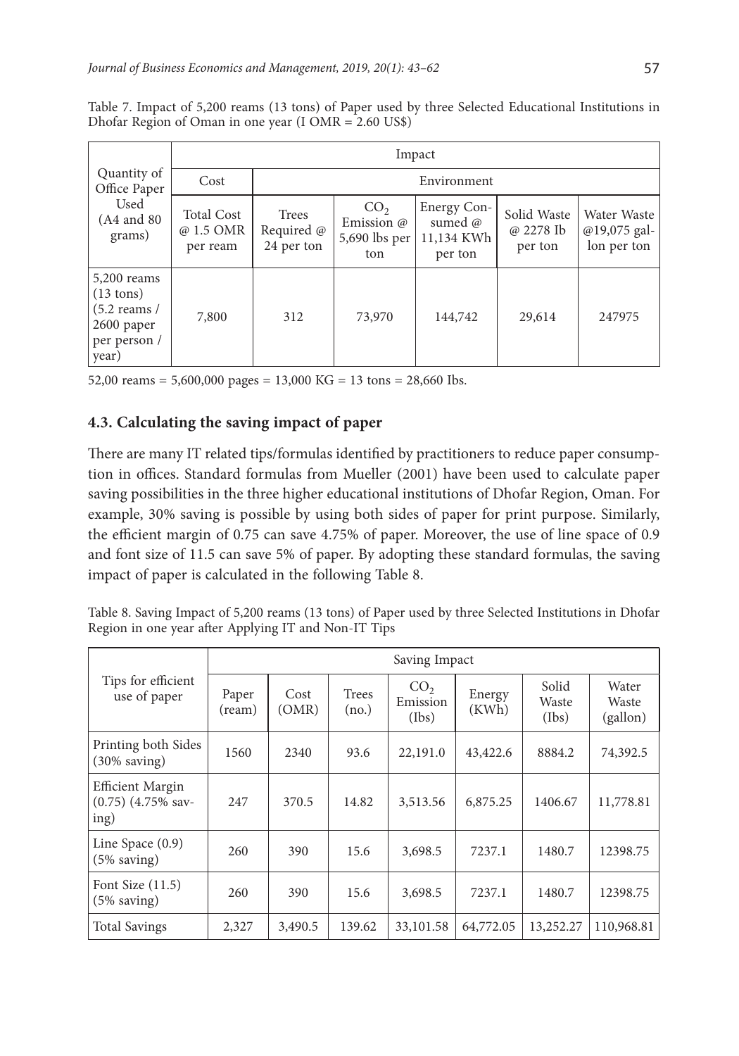Table 7. Impact of 5,200 reams (13 tons) of Paper used by three Selected Educational Institutions in Dhofar Region of Oman in one year (I OMR = 2.60 US$)

| Quantity of Office Paper Used (A4 and 80 grams) | Impact | | | | | |
|---|---|---|---|---|---|---|
| | Cost | Environment | | | | |
| | Total Cost @ 1.5 OMR per ream | Trees Required @ 24 per ton | $CO_2$ Emission @ 5,690 lbs per ton | Energy Consumed @ 11,134 KWh per ton | Solid Waste @ 2278 Ib per ton | Water Waste @19,075 gallon per ton |
| 5,200 reams (13 tons) (5.2 reams / 2600 paper per person / year) | 7,800 | 312 | 73,970 | 144,742 | 29,614 | 247975 |

52,00 reams = 5,600,000 pages = 13,000 KG = 13 tons = 28,660 Ibs.

### 4.3. Calculating the saving impact of paper

There are many IT related tips/formulas identified by practitioners to reduce paper consumption in offices. Standard formulas from Mueller (2001) have been used to calculate paper saving possibilities in the three higher educational institutions of Dhofar Region, Oman. For example, 30% saving is possible by using both sides of paper for print purpose. Similarly, the efficient margin of 0.75 can save 4.75% of paper. Moreover, the use of line space of 0.9 and font size of 11.5 can save 5% of paper. By adopting these standard formulas, the saving impact of paper is calculated in the following Table 8.

Table 8. Saving Impact of 5,200 reams (13 tons) of Paper used by three Selected Institutions in Dhofar Region in one year after Applying IT and Non-IT Tips

| Tips for efficient use of paper | Saving Impact | | | | | | |
|---|---|---|---|---|---|---|---|
| | Paper (ream) | Cost (OMR) | Trees (no.) | $CO_2$ Emission (Ibs) | Energy (KWh) | Solid Waste (Ibs) | Water Waste (gallon) |
| Printing both Sides (30% saving) | 1560 | 2340 | 93.6 | 22,191.0 | 43,422.6 | 8884.2 | 74,392.5 |
| Efficient Margin (0.75) (4.75% saving) | 247 | 370.5 | 14.82 | 3,513.56 | 6,875.25 | 1406.67 | 11,778.81 |
| Line Space (0.9) (5% saving) | 260 | 390 | 15.6 | 3,698.5 | 7237.1 | 1480.7 | 12398.75 |
| Font Size (11.5) (5% saving) | 260 | 390 | 15.6 | 3,698.5 | 7237.1 | 1480.7 | 12398.75 |
| Total Savings | 2,327 | 3,490.5 | 139.62 | 33,101.58 | 64,772.05 | 13,252.27 | 110,968.81 |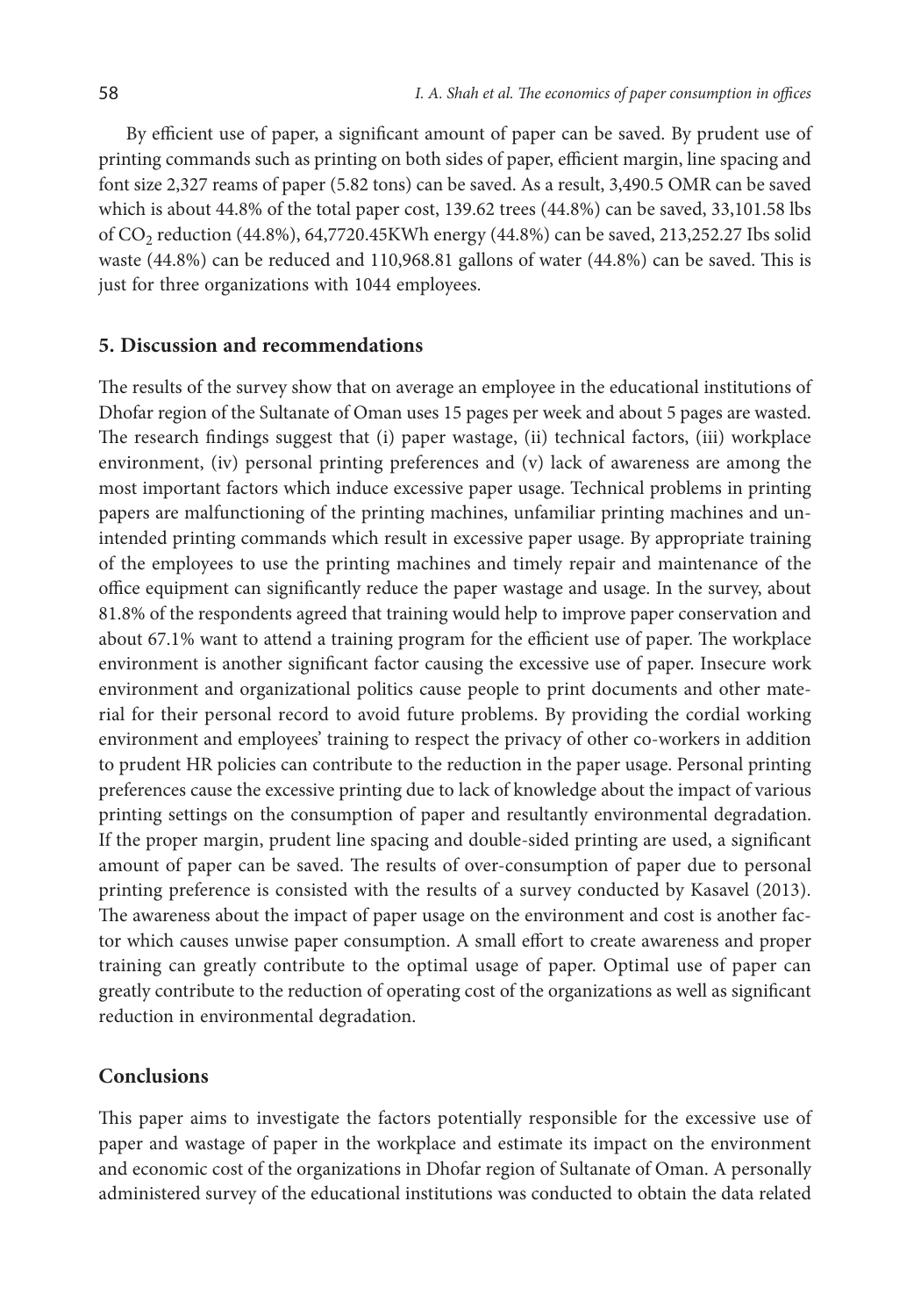By efficient use of paper, a significant amount of paper can be saved. By prudent use of printing commands such as printing on both sides of paper, efficient margin, line spacing and font size 2,327 reams of paper (5.82 tons) can be saved. As a result, 3,490.5 OMR can be saved which is about 44.8% of the total paper cost, 139.62 trees (44.8%) can be saved, 33,101.58 lbs of $CO_2$ reduction (44.8%), 64,7720.45KWh energy (44.8%) can be saved, 213,252.27 Ibs solid waste (44.8%) can be reduced and 110,968.81 gallons of water (44.8%) can be saved. This is just for three organizations with 1044 employees.

## 5. Discussion and recommendations

The results of the survey show that on average an employee in the educational institutions of Dhofar region of the Sultanate of Oman uses 15 pages per week and about 5 pages are wasted. The research findings suggest that (i) paper wastage, (ii) technical factors, (iii) workplace environment, (iv) personal printing preferences and (v) lack of awareness are among the most important factors which induce excessive paper usage. Technical problems in printing papers are malfunctioning of the printing machines, unfamiliar printing machines and unintended printing commands which result in excessive paper usage. By appropriate training of the employees to use the printing machines and timely repair and maintenance of the office equipment can significantly reduce the paper wastage and usage. In the survey, about 81.8% of the respondents agreed that training would help to improve paper conservation and about 67.1% want to attend a training program for the efficient use of paper. The workplace environment is another significant factor causing the excessive use of paper. Insecure work environment and organizational politics cause people to print documents and other material for their personal record to avoid future problems. By providing the cordial working environment and employees' training to respect the privacy of other co-workers in addition to prudent HR policies can contribute to the reduction in the paper usage. Personal printing preferences cause the excessive printing due to lack of knowledge about the impact of various printing settings on the consumption of paper and resultantly environmental degradation. If the proper margin, prudent line spacing and double-sided printing are used, a significant amount of paper can be saved. The results of over-consumption of paper due to personal printing preference is consisted with the results of a survey conducted by Kasavel (2013). The awareness about the impact of paper usage on the environment and cost is another factor which causes unwise paper consumption. A small effort to create awareness and proper training can greatly contribute to the optimal usage of paper. Optimal use of paper can greatly contribute to the reduction of operating cost of the organizations as well as significant reduction in environmental degradation.

## Conclusions

This paper aims to investigate the factors potentially responsible for the excessive use of paper and wastage of paper in the workplace and estimate its impact on the environment and economic cost of the organizations in Dhofar region of Sultanate of Oman. A personally administered survey of the educational institutions was conducted to obtain the data related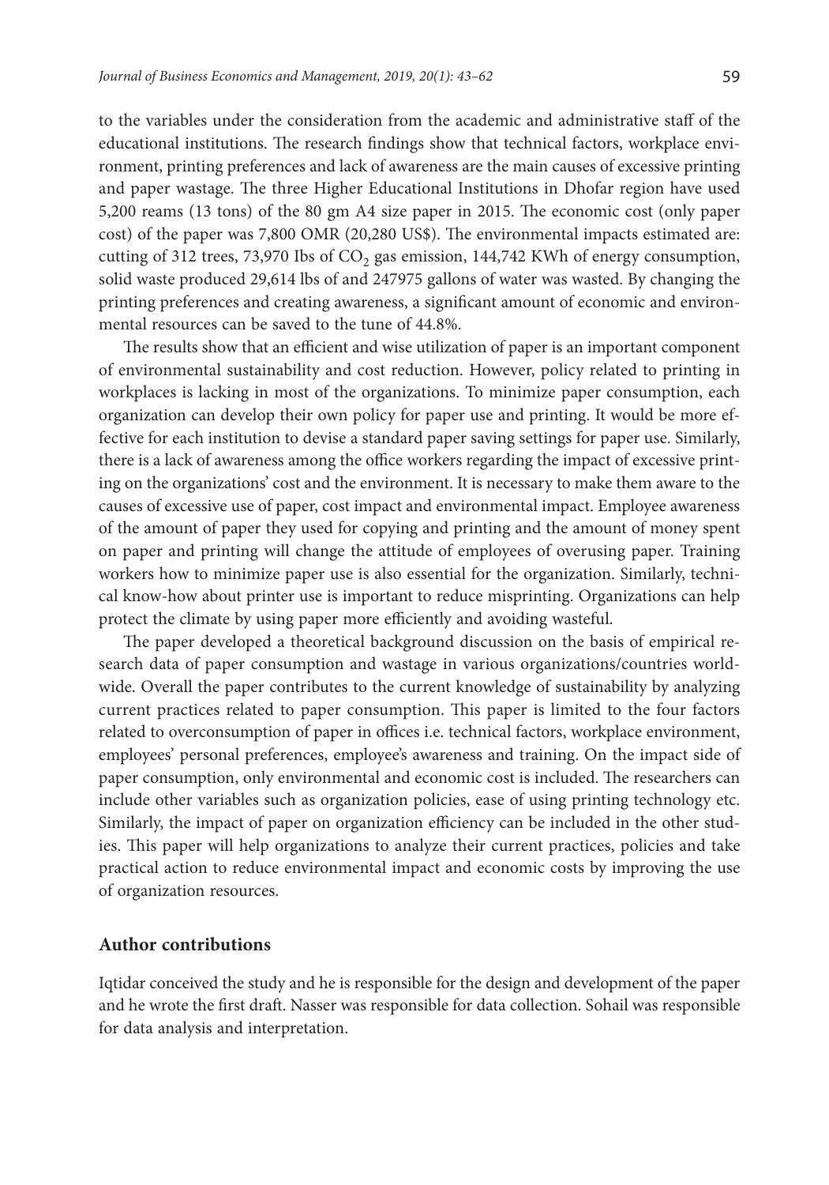to the variables under the consideration from the academic and administrative staff of the educational institutions. The research findings show that technical factors, workplace environment, printing preferences and lack of awareness are the main causes of excessive printing and paper wastage. The three Higher Educational Institutions in Dhofar region have used 5,200 reams (13 tons) of the 80 gm A4 size paper in 2015. The economic cost (only paper cost) of the paper was 7,800 OMR (20,280 US$). The environmental impacts estimated are: cutting of 312 trees, 73,970 Ibs of $CO_2$ gas emission, 144,742 KWh of energy consumption, solid waste produced 29,614 lbs of and 247975 gallons of water was wasted. By changing the printing preferences and creating awareness, a significant amount of economic and environmental resources can be saved to the tune of 44.8%.

The results show that an efficient and wise utilization of paper is an important component of environmental sustainability and cost reduction. However, policy related to printing in workplaces is lacking in most of the organizations. To minimize paper consumption, each organization can develop their own policy for paper use and printing. It would be more effective for each institution to devise a standard paper saving settings for paper use. Similarly, there is a lack of awareness among the office workers regarding the impact of excessive printing on the organizations' cost and the environment. It is necessary to make them aware to the causes of excessive use of paper, cost impact and environmental impact. Employee awareness of the amount of paper they used for copying and printing and the amount of money spent on paper and printing will change the attitude of employees of overusing paper. Training workers how to minimize paper use is also essential for the organization. Similarly, technical know-how about printer use is important to reduce misprinting. Organizations can help protect the climate by using paper more efficiently and avoiding wasteful.

The paper developed a theoretical background discussion on the basis of empirical research data of paper consumption and wastage in various organizations/countries worldwide. Overall the paper contributes to the current knowledge of sustainability by analyzing current practices related to paper consumption. This paper is limited to the four factors related to overconsumption of paper in offices i.e. technical factors, workplace environment, employees' personal preferences, employee's awareness and training. On the impact side of paper consumption, only environmental and economic cost is included. The researchers can include other variables such as organization policies, ease of using printing technology etc. Similarly, the impact of paper on organization efficiency can be included in the other studies. This paper will help organizations to analyze their current practices, policies and take practical action to reduce environmental impact and economic costs by improving the use of organization resources.

## Author contributions

Iqtidar conceived the study and he is responsible for the design and development of the paper and he wrote the first draft. Nasser was responsible for data collection. Sohail was responsible for data analysis and interpretation.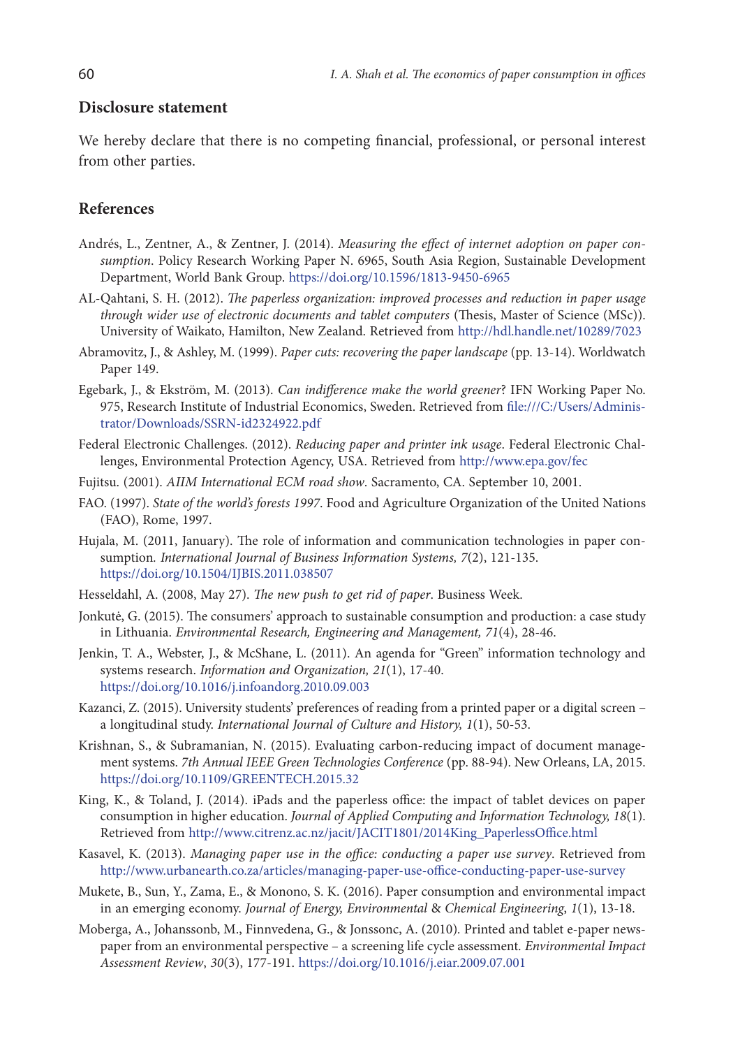## Disclosure statement

We hereby declare that there is no competing financial, professional, or personal interest from other parties.

## References

Andrés, L., Zentner, A., & Zentner, J. (2014). *Measuring the effect of internet adoption on paper consumption*. Policy Research Working Paper N. 6965, South Asia Region, Sustainable Development Department, World Bank Group. https://doi.org/10.1596/1813-9450-6965

AL-Qahtani, S. H. (2012). *The paperless organization: improved processes and reduction in paper usage through wider use of electronic documents and tablet computers* (Thesis, Master of Science (MSc)). University of Waikato, Hamilton, New Zealand. Retrieved from http://hdl.handle.net/10289/7023

Abramovitz, J., & Ashley, M. (1999). *Paper cuts: recovering the paper landscape* (pp. 13-14). Worldwatch Paper 149.

Egebark, J., & Ekström, M. (2013). *Can indifference make the world greener*? IFN Working Paper No. 975, Research Institute of Industrial Economics, Sweden. Retrieved from file:///C:/Users/Administrator/Downloads/SSRN-id2324922.pdf

Federal Electronic Challenges. (2012). *Reducing paper and printer ink usage*. Federal Electronic Challenges, Environmental Protection Agency, USA. Retrieved from http://www.epa.gov/fec

Fujitsu. (2001). *AIIM International ECM road show*. Sacramento, CA. September 10, 2001.

FAO. (1997). *State of the world's forests 1997*. Food and Agriculture Organization of the United Nations (FAO), Rome, 1997.

Hujala, M. (2011, January). The role of information and communication technologies in paper consumption. *International Journal of Business Information Systems, 7*(2), 121-135. https://doi.org/10.1504/IJBIS.2011.038507

Hesseldahl, A. (2008, May 27). *The new push to get rid of paper*. Business Week.

Jonkutė, G. (2015). The consumers' approach to sustainable consumption and production: a case study in Lithuania. *Environmental Research, Engineering and Management, 71*(4), 28-46.

Jenkin, T. A., Webster, J., & McShane, L. (2011). An agenda for "Green" information technology and systems research. *Information and Organization, 21*(1), 17-40. https://doi.org/10.1016/j.infoandorg.2010.09.003

Kazanci, Z. (2015). University students' preferences of reading from a printed paper or a digital screen – a longitudinal study. *International Journal of Culture and History, 1*(1), 50-53.

Krishnan, S., & Subramanian, N. (2015). Evaluating carbon-reducing impact of document management systems. *7th Annual IEEE Green Technologies Conference* (pp. 88-94). New Orleans, LA, 2015. https://doi.org/10.1109/GREENTECH.2015.32

King, K., & Toland, J. (2014). iPads and the paperless office: the impact of tablet devices on paper consumption in higher education. *Journal of Applied Computing and Information Technology, 18*(1). Retrieved from http://www.citrenz.ac.nz/jacit/JACIT1801/2014King_PaperlessOffice.html

Kasavel, K. (2013). *Managing paper use in the office: conducting a paper use survey*. Retrieved from http://www.urbanearth.co.za/articles/managing-paper-use-office-conducting-paper-use-survey

Mukete, B., Sun, Y., Zama, E., & Monono, S. K. (2016). Paper consumption and environmental impact in an emerging economy. *Journal of Energy, Environmental & Chemical Engineering*, *1*(1), 13-18.

Moberga, A., Johanssonb, M., Finnvedena, G., & Jonssonc, A. (2010). Printed and tablet e-paper newspaper from an environmental perspective – a screening life cycle assessment. *Environmental Impact Assessment Review*, *30*(3), 177-191. https://doi.org/10.1016/j.eiar.2009.07.001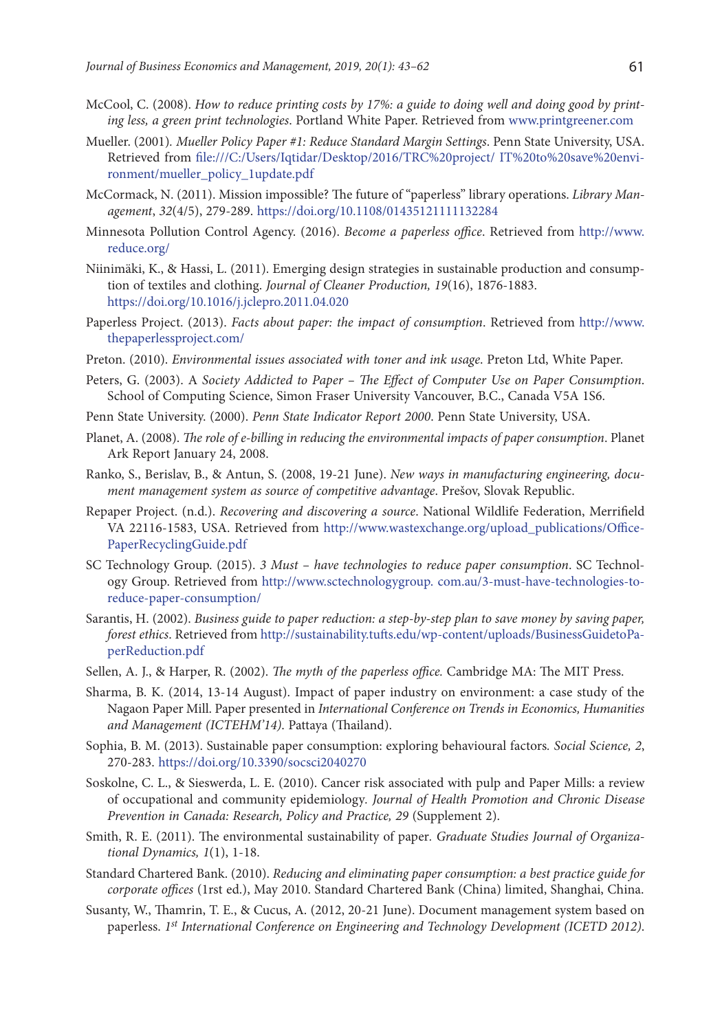McCool, C. (2008). *How to reduce printing costs by 17%: a guide to doing well and doing good by printing less, a green print technologies*. Portland White Paper. Retrieved from www.printgreener.com

Mueller. (2001). *Mueller Policy Paper #1: Reduce Standard Margin Settings*. Penn State University, USA. Retrieved from file:///C:/Users/Iqtidar/Desktop/2016/TRC%20project/ IT%20to%20save%20environment/mueller_policy_1update.pdf

McCormack, N. (2011). Mission impossible? The future of "paperless" library operations. *Library Management*, *32*(4/5), 279-289. https://doi.org/10.1108/01435121111132284

Minnesota Pollution Control Agency. (2016). *Become a paperless office*. Retrieved from http://www.reduce.org/

Niinimäki, K., & Hassi, L. (2011). Emerging design strategies in sustainable production and consumption of textiles and clothing. *Journal of Cleaner Production, 19*(16), 1876-1883. https://doi.org/10.1016/j.jclepro.2011.04.020

Paperless Project. (2013). *Facts about paper: the impact of consumption*. Retrieved from http://www.thepaperlessproject.com/

Preton. (2010). *Environmental issues associated with toner and ink usage*. Preton Ltd, White Paper.

Peters, G. (2003). A *Society Addicted to Paper – The Effect of Computer Use on Paper Consumption*. School of Computing Science, Simon Fraser University Vancouver, B.C., Canada V5A 1S6.

Penn State University. (2000). *Penn State Indicator Report 2000*. Penn State University, USA.

Planet, A. (2008). *The role of e-billing in reducing the environmental impacts of paper consumption*. Planet Ark Report January 24, 2008.

Ranko, S., Berislav, B., & Antun, S. (2008, 19-21 June). *New ways in manufacturing engineering, document management system as source of competitive advantage*. Prešov, Slovak Republic.

Repaper Project. (n.d.). *Recovering and discovering a source*. National Wildlife Federation, Merrifield VA 22116-1583, USA. Retrieved from http://www.wastexchange.org/upload_publications/OfficePaperRecyclingGuide.pdf

SC Technology Group. (2015). *3 Must – have technologies to reduce paper consumption*. SC Technology Group. Retrieved from http://www.sctechnologygroup. com.au/3-must-have-technologies-to-reduce-paper-consumption/

Sarantis, H. (2002). *Business guide to paper reduction: a step-by-step plan to save money by saving paper, forest ethics*. Retrieved from http://sustainability.tufts.edu/wp-content/uploads/BusinessGuidetoPaperReduction.pdf

Sellen, A. J., & Harper, R. (2002). *The myth of the paperless office.* Cambridge MA: The MIT Press.

Sharma, B. K. (2014, 13-14 August). Impact of paper industry on environment: a case study of the Nagaon Paper Mill. Paper presented in *International Conference on Trends in Economics, Humanities and Management (ICTEHM'14)*. Pattaya (Thailand).

Sophia, B. M. (2013). Sustainable paper consumption: exploring behavioural factors*. Social Science, 2*, 270-283. https://doi.org/10.3390/socsci2040270

Soskolne, C. L., & Sieswerda, L. E. (2010). Cancer risk associated with pulp and Paper Mills: a review of occupational and community epidemiology. *Journal of Health Promotion and Chronic Disease Prevention in Canada: Research, Policy and Practice, 29* (Supplement 2).

Smith, R. E. (2011). The environmental sustainability of paper. *Graduate Studies Journal of Organizational Dynamics, 1*(1), 1-18.

Standard Chartered Bank. (2010). *Reducing and eliminating paper consumption: a best practice guide for corporate offices* (1rst ed.), May 2010. Standard Chartered Bank (China) limited, Shanghai, China.

Susanty, W., Thamrin, T. E., & Cucus, A. (2012, 20-21 June). Document management system based on paperless. *1st International Conference on Engineering and Technology Development (ICETD 2012).*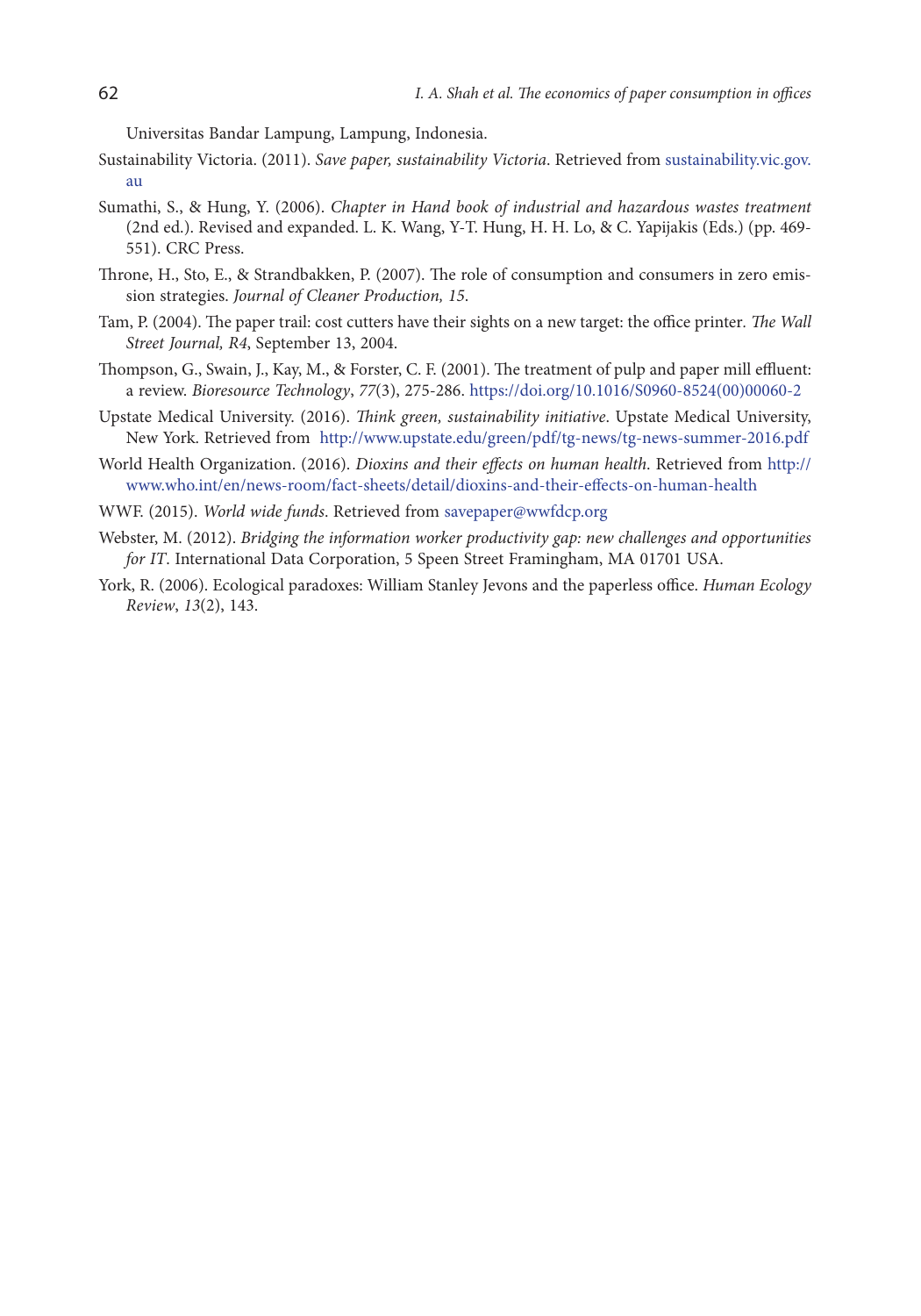Universitas Bandar Lampung, Lampung, Indonesia.

Sustainability Victoria. (2011). *Save paper, sustainability Victoria*. Retrieved from sustainability.vic.gov.au

Sumathi, S., & Hung, Y. (2006). *Chapter in Hand book of industrial and hazardous wastes treatment* (2nd ed.). Revised and expanded. L. K. Wang, Y-T. Hung, H. H. Lo, & C. Yapijakis (Eds.) (pp. 469-551). CRC Press.

Throne, H., Sto, E., & Strandbakken, P. (2007). The role of consumption and consumers in zero emission strategies. *Journal of Cleaner Production, 15*.

Tam, P. (2004). The paper trail: cost cutters have their sights on a new target: the office printer. *The Wall Street Journal, R4*, September 13, 2004.

Thompson, G., Swain, J., Kay, M., & Forster, C. F. (2001). The treatment of pulp and paper mill effluent: a review. *Bioresource Technology*, *77*(3), 275-286. https://doi.org/10.1016/S0960-8524(00)00060-2

Upstate Medical University. (2016). *Think green, sustainability initiative*. Upstate Medical University, New York. Retrieved from http://www.upstate.edu/green/pdf/tg-news/tg-news-summer-2016.pdf

World Health Organization. (2016). *Dioxins and their effects on human health*. Retrieved from http://www.who.int/en/news-room/fact-sheets/detail/dioxins-and-their-effects-on-human-health

WWF. (2015). *World wide funds*. Retrieved from savepaper@wwfdcp.org

Webster, M. (2012). *Bridging the information worker productivity gap: new challenges and opportunities for IT*. International Data Corporation, 5 Speen Street Framingham, MA 01701 USA.

York, R. (2006). Ecological paradoxes: William Stanley Jevons and the paperless office. *Human Ecology Review*, *13*(2), 143.